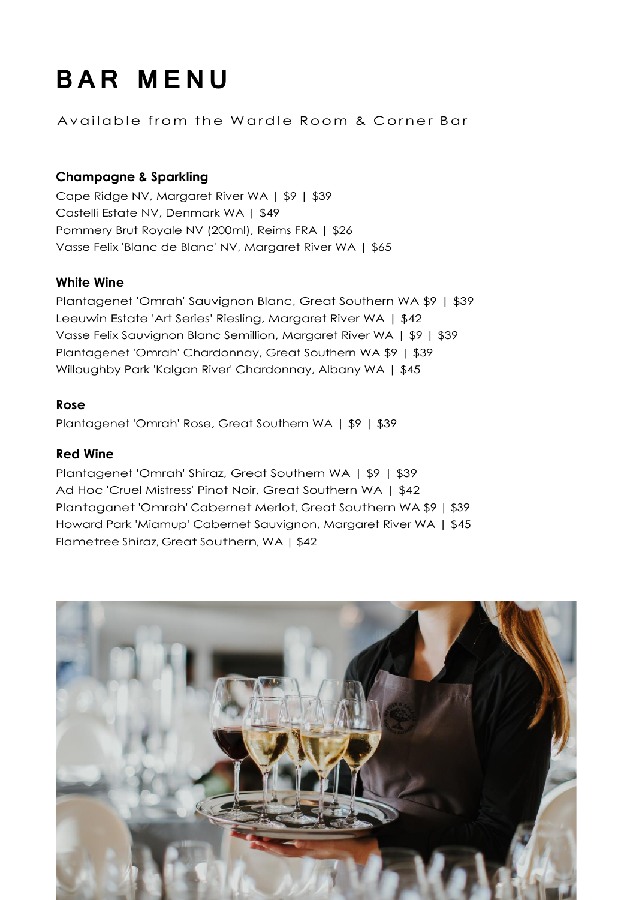# BAR MENU

Available from the Wardle Room & Corner Bar

### Champagne & Sparkling

Cape Ridge NV, Margaret River WA | $9 | $39
Castelli Estate NV, Denmark WA | $49
Pommery Brut Royale NV (200ml), Reims FRA | $26
Vasse Felix 'Blanc de Blanc' NV, Margaret River WA | $65

### White Wine

Plantagenet 'Omrah' Sauvignon Blanc, Great Southern WA $9 | $39
Leeuwin Estate 'Art Series' Riesling, Margaret River WA | $42
Vasse Felix Sauvignon Blanc Semillion, Margaret River WA | $9 | $39
Plantagenet 'Omrah' Chardonnay, Great Southern WA $9 | $39
Willoughby Park 'Kalgan River' Chardonnay, Albany WA | $45

### Rose

Plantagenet 'Omrah' Rose, Great Southern WA | $9 | $39

### Red Wine

Plantagenet 'Omrah' Shiraz, Great Southern WA | $9 | $39
Ad Hoc 'Cruel Mistress' Pinot Noir, Great Southern WA | $42
Plantaganet 'Omrah' Cabernet Merlot, Great Southern WA $9 | $39
Howard Park 'Miamup' Cabernet Sauvignon, Margaret River WA | $45
Flametree Shiraz, Great Southern, WA | $42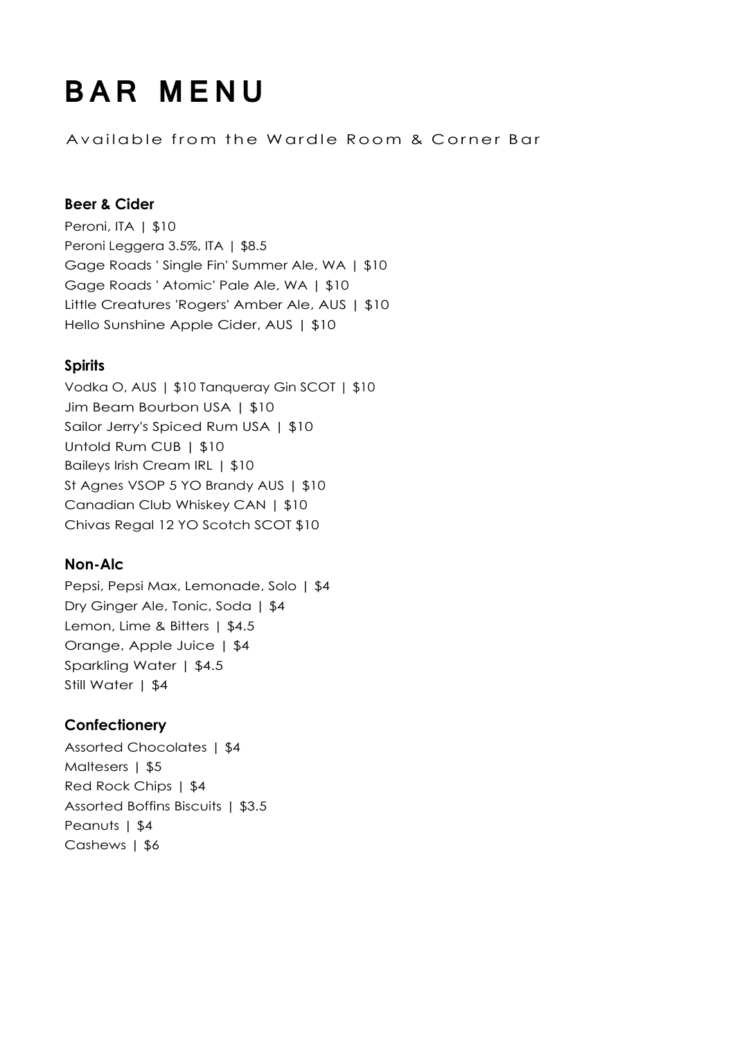# BAR MENU

Available from the Wardle Room & Corner Bar

### Beer & Cider

Peroni, ITA | $10
Peroni Leggera 3.5%, ITA | $8.5
Gage Roads ' Single Fin' Summer Ale, WA | $10
Gage Roads ' Atomic' Pale Ale, WA | $10
Little Creatures 'Rogers' Amber Ale, AUS | $10
Hello Sunshine Apple Cider, AUS | $10

### Spirits

Vodka O, AUS | $10 Tanqueray Gin SCOT | $10
Jim Beam Bourbon USA | $10
Sailor Jerry's Spiced Rum USA | $10
Untold Rum CUB | $10
Baileys Irish Cream IRL | $10
St Agnes VSOP 5 YO Brandy AUS | $10
Canadian Club Whiskey CAN | $10
Chivas Regal 12 YO Scotch SCOT $10

### Non-Alc

Pepsi, Pepsi Max, Lemonade, Solo | $4
Dry Ginger Ale, Tonic, Soda | $4
Lemon, Lime & Bitters | $4.5
Orange, Apple Juice | $4
Sparkling Water | $4.5
Still Water | $4

### Confectionery

Assorted Chocolates | $4
Maltesers | $5
Red Rock Chips | $4
Assorted Boffins Biscuits | $3.5
Peanuts | $4
Cashews | $6